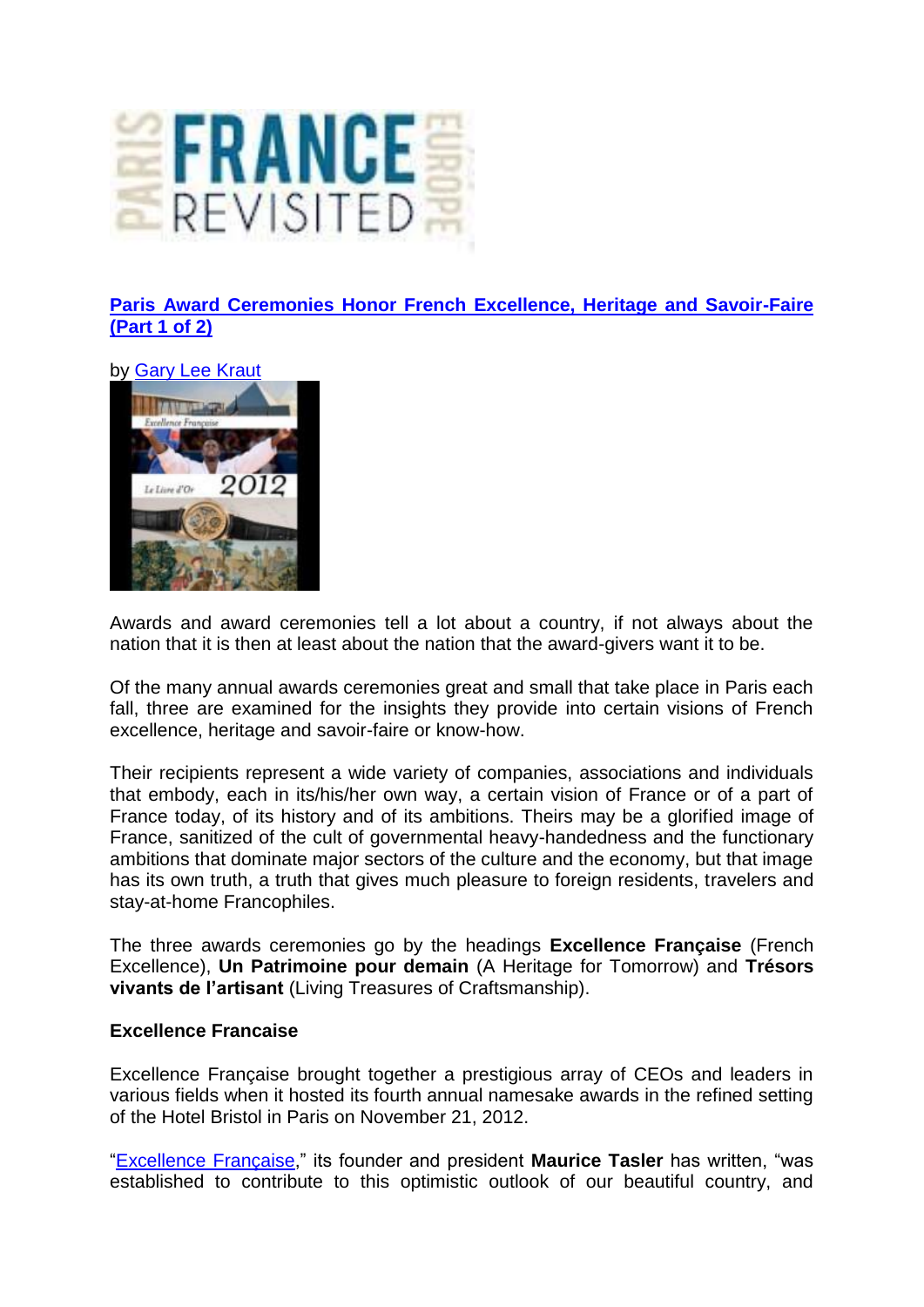## [Paris Award Ceremonies Honor French Excellence, Heritage and Savoir-Faire (Part 1 of 2)]

by [Gary Lee Kraut]

Awards and award ceremonies tell a lot about a country, if not always about the nation that it is then at least about the nation that the award-givers want it to be.

Of the many annual awards ceremonies great and small that take place in Paris each fall, three are examined for the insights they provide into certain visions of French excellence, heritage and savoir-faire or know-how.

Their recipients represent a wide variety of companies, associations and individuals that embody, each in its/his/her own way, a certain vision of France or of a part of France today, of its history and of its ambitions. Theirs may be a glorified image of France, sanitized of the cult of governmental heavy-handedness and the functionary ambitions that dominate major sectors of the culture and the economy, but that image has its own truth, a truth that gives much pleasure to foreign residents, travelers and stay-at-home Francophiles.

The three awards ceremonies go by the headings **Excellence Française** (French Excellence), **Un Patrimoine pour demain** (A Heritage for Tomorrow) and **Trésors vivants de l'artisant** (Living Treasures of Craftsmanship).

### Excellence Francaise

Excellence Française brought together a prestigious array of CEOs and leaders in various fields when it hosted its fourth annual namesake awards in the refined setting of the Hotel Bristol in Paris on November 21, 2012.

"[Excellence Française]," its founder and president **Maurice Tasler** has written, "was established to contribute to this optimistic outlook of our beautiful country, and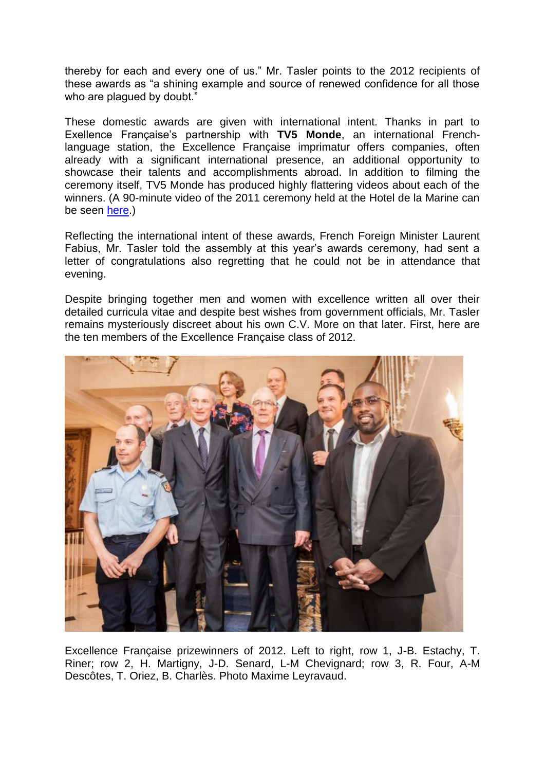thereby for each and every one of us." Mr. Tasler points to the 2012 recipients of these awards as "a shining example and source of renewed confidence for all those who are plagued by doubt."

These domestic awards are given with international intent. Thanks in part to Exellence Française's partnership with **TV5 Monde**, an international French-language station, the Excellence Française imprimatur offers companies, often already with a significant international presence, an additional opportunity to showcase their talents and accomplishments abroad. In addition to filming the ceremony itself, TV5 Monde has produced highly flattering videos about each of the winners. (A 90-minute video of the 2011 ceremony held at the Hotel de la Marine can be seen here.)

Reflecting the international intent of these awards, French Foreign Minister Laurent Fabius, Mr. Tasler told the assembly at this year's awards ceremony, had sent a letter of congratulations also regretting that he could not be in attendance that evening.

Despite bringing together men and women with excellence written all over their detailed curricula vitae and despite best wishes from government officials, Mr. Tasler remains mysteriously discreet about his own C.V. More on that later. First, here are the ten members of the Excellence Française class of 2012.

Excellence Française prizewinners of 2012. Left to right, row 1, J-B. Estachy, T. Riner; row 2, H. Martigny, J-D. Senard, L-M Chevignard; row 3, R. Four, A-M Descôtes, T. Oriez, B. Charlès. Photo Maxime Leyravaud.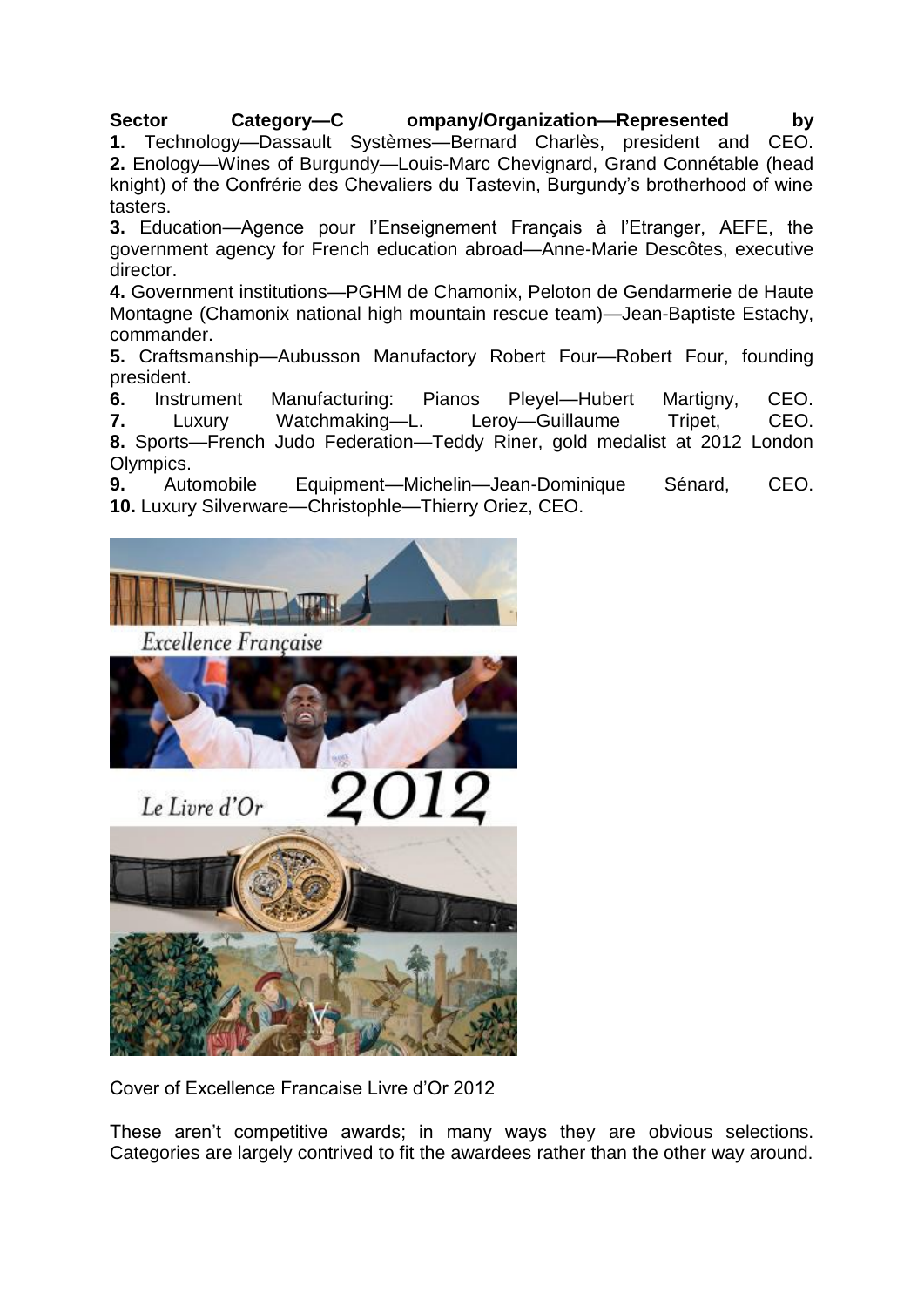**Sector Category—Company/Organization—Represented by**

**1.** Technology—Dassault Systèmes—Bernard Charlès, president and CEO.

**2.** Enology—Wines of Burgundy—Louis-Marc Chevignard, Grand Connétable (head knight) of the Confrérie des Chevaliers du Tastevin, Burgundy's brotherhood of wine tasters.

**3.** Education—Agence pour l'Enseignement Français à l'Etranger, AEFE, the government agency for French education abroad—Anne-Marie Descôtes, executive director.

**4.** Government institutions—PGHM de Chamonix, Peloton de Gendarmerie de Haute Montagne (Chamonix national high mountain rescue team)—Jean-Baptiste Estachy, commander.

**5.** Craftsmanship—Aubusson Manufactory Robert Four—Robert Four, founding president.

**6.** Instrument Manufacturing: Pianos Pleyel—Hubert Martigny, CEO.

**7.** Luxury Watchmaking—L. Leroy—Guillaume Tripet, CEO.

**8.** Sports—French Judo Federation—Teddy Riner, gold medalist at 2012 London Olympics.

**9.** Automobile Equipment—Michelin—Jean-Dominique Sénard, CEO.

**10.** Luxury Silverware—Christophle—Thierry Oriez, CEO.

Cover of Excellence Francaise Livre d'Or 2012

These aren't competitive awards; in many ways they are obvious selections. Categories are largely contrived to fit the awardees rather than the other way around.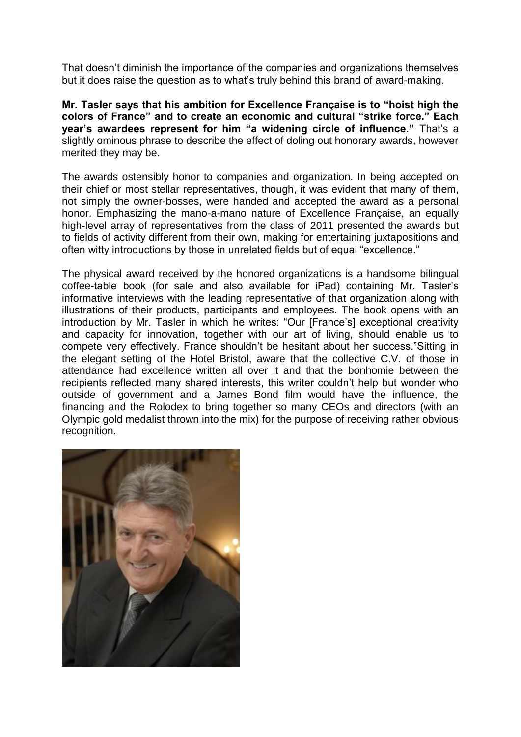That doesn't diminish the importance of the companies and organizations themselves but it does raise the question as to what's truly behind this brand of award-making.

**Mr. Tasler says that his ambition for Excellence Française is to "hoist high the colors of France" and to create an economic and cultural "strike force." Each year's awardees represent for him "a widening circle of influence."** That's a slightly ominous phrase to describe the effect of doling out honorary awards, however merited they may be.

The awards ostensibly honor to companies and organization. In being accepted on their chief or most stellar representatives, though, it was evident that many of them, not simply the owner-bosses, were handed and accepted the award as a personal honor. Emphasizing the mano-a-mano nature of Excellence Française, an equally high-level array of representatives from the class of 2011 presented the awards but to fields of activity different from their own, making for entertaining juxtapositions and often witty introductions by those in unrelated fields but of equal "excellence."

The physical award received by the honored organizations is a handsome bilingual coffee-table book (for sale and also available for iPad) containing Mr. Tasler's informative interviews with the leading representative of that organization along with illustrations of their products, participants and employees. The book opens with an introduction by Mr. Tasler in which he writes: "Our [France's] exceptional creativity and capacity for innovation, together with our art of living, should enable us to compete very effectively. France shouldn't be hesitant about her success."Sitting in the elegant setting of the Hotel Bristol, aware that the collective C.V. of those in attendance had excellence written all over it and that the bonhomie between the recipients reflected many shared interests, this writer couldn't help but wonder who outside of government and a James Bond film would have the influence, the financing and the Rolodex to bring together so many CEOs and directors (with an Olympic gold medalist thrown into the mix) for the purpose of receiving rather obvious recognition.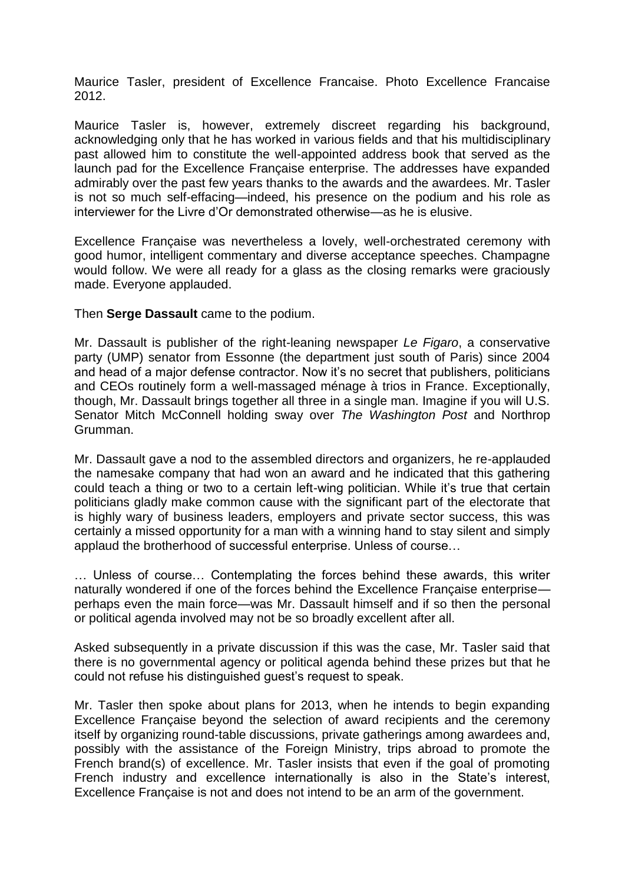Maurice Tasler, president of Excellence Francaise. Photo Excellence Francaise 2012.

Maurice Tasler is, however, extremely discreet regarding his background, acknowledging only that he has worked in various fields and that his multidisciplinary past allowed him to constitute the well-appointed address book that served as the launch pad for the Excellence Française enterprise. The addresses have expanded admirably over the past few years thanks to the awards and the awardees. Mr. Tasler is not so much self-effacing—indeed, his presence on the podium and his role as interviewer for the Livre d'Or demonstrated otherwise—as he is elusive.

Excellence Française was nevertheless a lovely, well-orchestrated ceremony with good humor, intelligent commentary and diverse acceptance speeches. Champagne would follow. We were all ready for a glass as the closing remarks were graciously made. Everyone applauded.

Then **Serge Dassault** came to the podium.

Mr. Dassault is publisher of the right-leaning newspaper *Le Figaro*, a conservative party (UMP) senator from Essonne (the department just south of Paris) since 2004 and head of a major defense contractor. Now it's no secret that publishers, politicians and CEOs routinely form a well-massaged ménage à trios in France. Exceptionally, though, Mr. Dassault brings together all three in a single man. Imagine if you will U.S. Senator Mitch McConnell holding sway over *The Washington Post* and Northrop Grumman.

Mr. Dassault gave a nod to the assembled directors and organizers, he re-applauded the namesake company that had won an award and he indicated that this gathering could teach a thing or two to a certain left-wing politician. While it's true that certain politicians gladly make common cause with the significant part of the electorate that is highly wary of business leaders, employers and private sector success, this was certainly a missed opportunity for a man with a winning hand to stay silent and simply applaud the brotherhood of successful enterprise. Unless of course…

… Unless of course… Contemplating the forces behind these awards, this writer naturally wondered if one of the forces behind the Excellence Française enterprise—perhaps even the main force—was Mr. Dassault himself and if so then the personal or political agenda involved may not be so broadly excellent after all.

Asked subsequently in a private discussion if this was the case, Mr. Tasler said that there is no governmental agency or political agenda behind these prizes but that he could not refuse his distinguished guest's request to speak.

Mr. Tasler then spoke about plans for 2013, when he intends to begin expanding Excellence Française beyond the selection of award recipients and the ceremony itself by organizing round-table discussions, private gatherings among awardees and, possibly with the assistance of the Foreign Ministry, trips abroad to promote the French brand(s) of excellence. Mr. Tasler insists that even if the goal of promoting French industry and excellence internationally is also in the State's interest, Excellence Française is not and does not intend to be an arm of the government.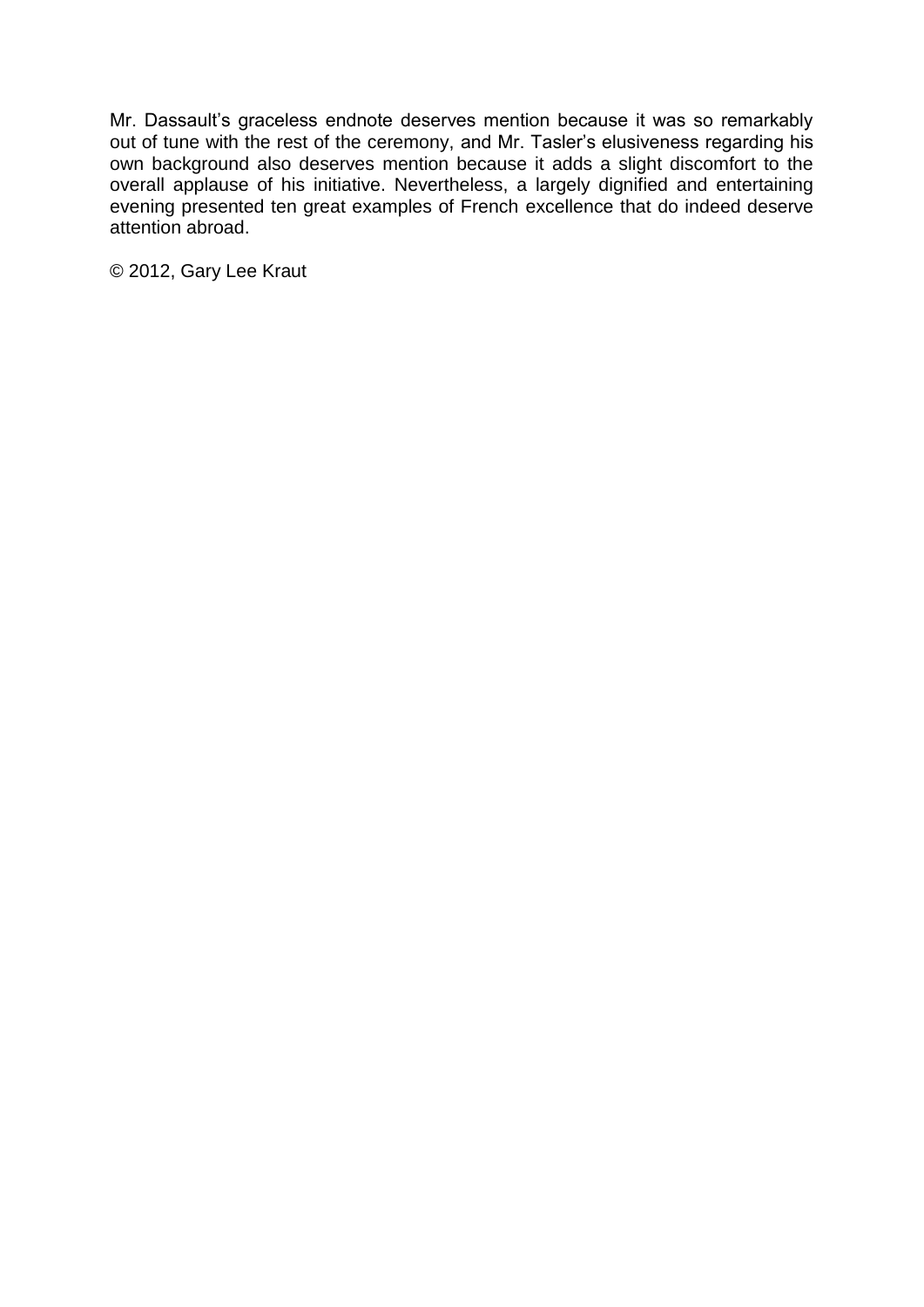Mr. Dassault's graceless endnote deserves mention because it was so remarkably out of tune with the rest of the ceremony, and Mr. Tasler's elusiveness regarding his own background also deserves mention because it adds a slight discomfort to the overall applause of his initiative. Nevertheless, a largely dignified and entertaining evening presented ten great examples of French excellence that do indeed deserve attention abroad.

© 2012, Gary Lee Kraut